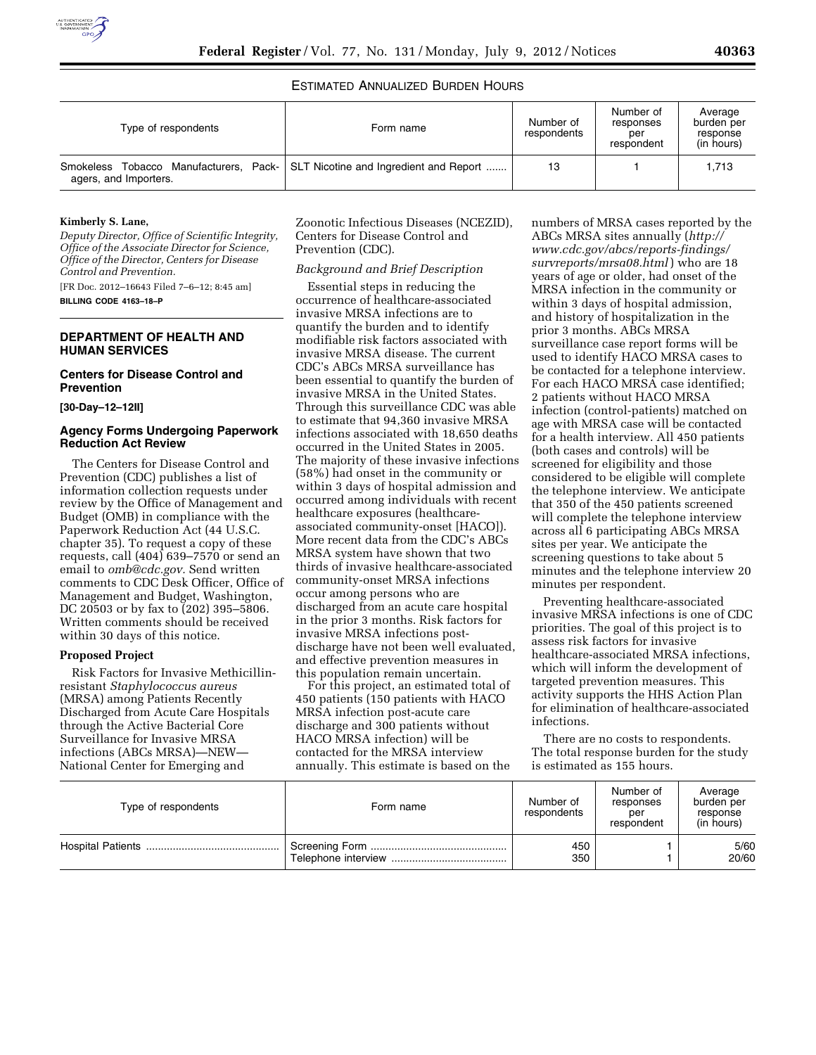ESTIMATED ANNUALIZED BURDEN HOURS

| Type of respondents | Form name | Number of respondents | Number of responses per respondent | Average burden per response (in hours) |
| --- | --- | --- | --- | --- |
| Smokeless Tobacco Manufacturers, Packagers, and Importers. | SLT Nicotine and Ingredient and Report ....... | 13 | 1 | 1,713 |

**Kimberly S. Lane,**

*Deputy Director, Office of Scientific Integrity, Office of the Associate Director for Science, Office of the Director, Centers for Disease Control and Prevention.*

[FR Doc. 2012–16643 Filed 7–6–12; 8:45 am]

**BILLING CODE 4163–18–P**

## DEPARTMENT OF HEALTH AND HUMAN SERVICES

### Centers for Disease Control and Prevention

**[30-Day–12–12II]**

### Agency Forms Undergoing Paperwork Reduction Act Review

The Centers for Disease Control and Prevention (CDC) publishes a list of information collection requests under review by the Office of Management and Budget (OMB) in compliance with the Paperwork Reduction Act (44 U.S.C. chapter 35). To request a copy of these requests, call (404) 639–7570 or send an email to *omb@cdc.gov*. Send written comments to CDC Desk Officer, Office of Management and Budget, Washington, DC 20503 or by fax to (202) 395–5806. Written comments should be received within 30 days of this notice.

**Proposed Project**

Risk Factors for Invasive Methicillin-resistant *Staphylococcus aureus* (MRSA) among Patients Recently Discharged from Acute Care Hospitals through the Active Bacterial Core Surveillance for Invasive MRSA infections (ABCs MRSA)—NEW—National Center for Emerging and Zoonotic Infectious Diseases (NCEZID), Centers for Disease Control and Prevention (CDC).

*Background and Brief Description*

Essential steps in reducing the occurrence of healthcare-associated invasive MRSA infections are to quantify the burden and to identify modifiable risk factors associated with invasive MRSA disease. The current CDC's ABCs MRSA surveillance has been essential to quantify the burden of invasive MRSA in the United States. Through this surveillance CDC was able to estimate that 94,360 invasive MRSA infections associated with 18,650 deaths occurred in the United States in 2005. The majority of these invasive infections (58%) had onset in the community or within 3 days of hospital admission and occurred among individuals with recent healthcare exposures (healthcare-associated community-onset [HACO]). More recent data from the CDC's ABCs MRSA system have shown that two thirds of invasive healthcare-associated community-onset MRSA infections occur among persons who are discharged from an acute care hospital in the prior 3 months. Risk factors for invasive MRSA infections post-discharge have not been well evaluated, and effective prevention measures in this population remain uncertain.

For this project, an estimated total of 450 patients (150 patients with HACO MRSA infection post-acute care discharge and 300 patients without HACO MRSA infection) will be contacted for the MRSA interview annually. This estimate is based on the numbers of MRSA cases reported by the ABCs MRSA sites annually (*http://www.cdc.gov/abcs/reports-findings/survreports/mrsa08.html*) who are 18 years of age or older, had onset of the MRSA infection in the community or within 3 days of hospital admission, and history of hospitalization in the prior 3 months. ABCs MRSA surveillance case report forms will be used to identify HACO MRSA cases to be contacted for a telephone interview. For each HACO MRSA case identified; 2 patients without HACO MRSA infection (control-patients) matched on age with MRSA case will be contacted for a health interview. All 450 patients (both cases and controls) will be screened for eligibility and those considered to be eligible will complete the telephone interview. We anticipate that 350 of the 450 patients screened will complete the telephone interview across all 6 participating ABCs MRSA sites per year. We anticipate the screening questions to take about 5 minutes and the telephone interview 20 minutes per respondent.

Preventing healthcare-associated invasive MRSA infections is one of CDC priorities. The goal of this project is to assess risk factors for invasive healthcare-associated MRSA infections, which will inform the development of targeted prevention measures. This activity supports the HHS Action Plan for elimination of healthcare-associated infections.

There are no costs to respondents. The total response burden for the study is estimated as 155 hours.

| Type of respondents | Form name | Number of respondents | Number of responses per respondent | Average burden per response (in hours) |
| --- | --- | --- | --- | --- |
| Hospital Patients ............................................ | Screening Form ............................................. | 450 | 1 | 5/60 |
| | Telephone interview ...................................... | 350 | 1 | 20/60 |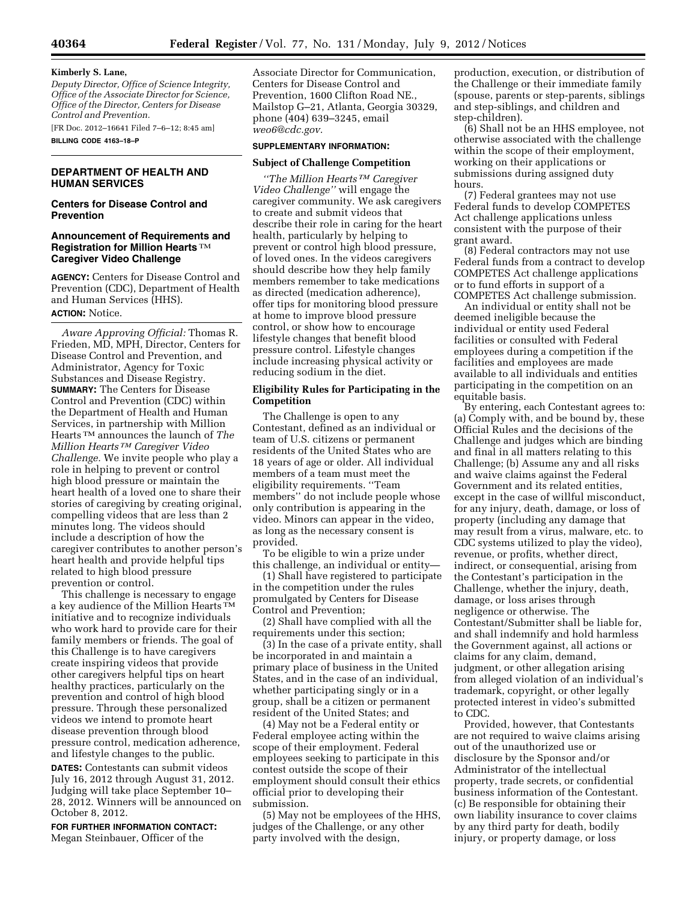**Kimberly S. Lane,**

*Deputy Director, Office of Science Integrity, Office of the Associate Director for Science, Office of the Director, Centers for Disease Control and Prevention.*

[FR Doc. 2012–16641 Filed 7–6–12; 8:45 am]

**BILLING CODE 4163–18–P**

## DEPARTMENT OF HEALTH AND HUMAN SERVICES

### Centers for Disease Control and Prevention

### Announcement of Requirements and Registration for Million Hearts™ Caregiver Video Challenge

**AGENCY:** Centers for Disease Control and Prevention (CDC), Department of Health and Human Services (HHS).

**ACTION:** Notice.

*Aware Approving Official:* Thomas R. Frieden, MD, MPH, Director, Centers for Disease Control and Prevention, and Administrator, Agency for Toxic Substances and Disease Registry.

**SUMMARY:** The Centers for Disease Control and Prevention (CDC) within the Department of Health and Human Services, in partnership with Million Hearts™ announces the launch of *The Million Hearts™ Caregiver Video Challenge.* We invite people who play a role in helping to prevent or control high blood pressure or maintain the heart health of a loved one to share their stories of caregiving by creating original, compelling videos that are less than 2 minutes long. The videos should include a description of how the caregiver contributes to another person's heart health and provide helpful tips related to high blood pressure prevention or control.

This challenge is necessary to engage a key audience of the Million Hearts™ initiative and to recognize individuals who work hard to provide care for their family members or friends. The goal of this Challenge is to have caregivers create inspiring videos that provide other caregivers helpful tips on heart healthy practices, particularly on the prevention and control of high blood pressure. Through these personalized videos we intend to promote heart disease prevention through blood pressure control, medication adherence, and lifestyle changes to the public.

**DATES:** Contestants can submit videos July 16, 2012 through August 31, 2012. Judging will take place September 10–28, 2012. Winners will be announced on October 8, 2012.

**FOR FURTHER INFORMATION CONTACT:** Megan Steinbauer, Officer of the Associate Director for Communication, Centers for Disease Control and Prevention, 1600 Clifton Road NE., Mailstop G–21, Atlanta, Georgia 30329, phone (404) 639–3245, email *weo6@cdc.gov.*

**SUPPLEMENTARY INFORMATION:**

**Subject of Challenge Competition**

*"The Million Hearts™ Caregiver Video Challenge"* will engage the caregiver community. We ask caregivers to create and submit videos that describe their role in caring for the heart health, particularly by helping to prevent or control high blood pressure, of loved ones. In the videos caregivers should describe how they help family members remember to take medications as directed (medication adherence), offer tips for monitoring blood pressure at home to improve blood pressure control, or show how to encourage lifestyle changes that benefit blood pressure control. Lifestyle changes include increasing physical activity or reducing sodium in the diet.

**Eligibility Rules for Participating in the Competition**

The Challenge is open to any Contestant, defined as an individual or team of U.S. citizens or permanent residents of the United States who are 18 years of age or older. All individual members of a team must meet the eligibility requirements. "Team members" do not include people whose only contribution is appearing in the video. Minors can appear in the video, as long as the necessary consent is provided.

To be eligible to win a prize under this challenge, an individual or entity—

(1) Shall have registered to participate in the competition under the rules promulgated by Centers for Disease Control and Prevention;

(2) Shall have complied with all the requirements under this section;

(3) In the case of a private entity, shall be incorporated in and maintain a primary place of business in the United States, and in the case of an individual, whether participating singly or in a group, shall be a citizen or permanent resident of the United States; and

(4) May not be a Federal entity or Federal employee acting within the scope of their employment. Federal employees seeking to participate in this contest outside the scope of their employment should consult their ethics official prior to developing their submission.

(5) May not be employees of the HHS, judges of the Challenge, or any other party involved with the design, production, execution, or distribution of the Challenge or their immediate family (spouse, parents or step-parents, siblings and step-siblings, and children and step-children).

(6) Shall not be an HHS employee, not otherwise associated with the challenge within the scope of their employment, working on their applications or submissions during assigned duty hours.

(7) Federal grantees may not use Federal funds to develop COMPETES Act challenge applications unless consistent with the purpose of their grant award.

(8) Federal contractors may not use Federal funds from a contract to develop COMPETES Act challenge applications or to fund efforts in support of a COMPETES Act challenge submission.

An individual or entity shall not be deemed ineligible because the individual or entity used Federal facilities or consulted with Federal employees during a competition if the facilities and employees are made available to all individuals and entities participating in the competition on an equitable basis.

By entering, each Contestant agrees to: (a) Comply with, and be bound by, these Official Rules and the decisions of the Challenge and judges which are binding and final in all matters relating to this Challenge; (b) Assume any and all risks and waive claims against the Federal Government and its related entities, except in the case of willful misconduct, for any injury, death, damage, or loss of property (including any damage that may result from a virus, malware, etc. to CDC systems utilized to play the video), revenue, or profits, whether direct, indirect, or consequential, arising from the Contestant's participation in the Challenge, whether the injury, death, damage, or loss arises through negligence or otherwise. The Contestant/Submitter shall be liable for, and shall indemnify and hold harmless the Government against, all actions or claims for any claim, demand, judgment, or other allegation arising from alleged violation of an individual's trademark, copyright, or other legally protected interest in video's submitted to CDC.

Provided, however, that Contestants are not required to waive claims arising out of the unauthorized use or disclosure by the Sponsor and/or Administrator of the intellectual property, trade secrets, or confidential business information of the Contestant. (c) Be responsible for obtaining their own liability insurance to cover claims by any third party for death, bodily injury, or property damage, or loss